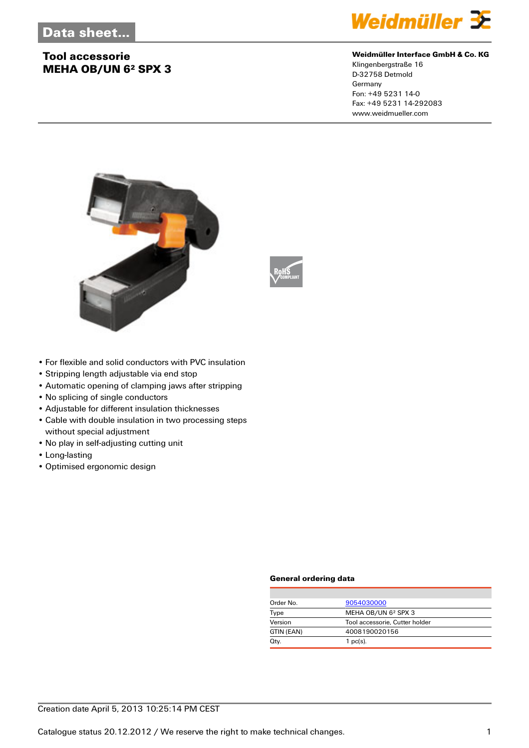Data sheet...

# Tool accessorie
# MEHA OB/UN 6² SPX 3

**Weidmüller Interface GmbH & Co. KG**
Klingenbergstraße 16
D-32758 Detmold
Germany
Fon: +49 5231 14-0
Fax: +49 5231 14-292083
www.weidmueller.com

- For flexible and solid conductors with PVC insulation
- Stripping length adjustable via end stop
- Automatic opening of clamping jaws after stripping
- No splicing of single conductors
- Adjustable for different insulation thicknesses
- Cable with double insulation in two processing steps without special adjustment
- No play in self-adjusting cutting unit
- Long-lasting
- Optimised ergonomic design

### General ordering data

| | |
|---|---|
| Order No. | 9054030000 |
| Type | MEHA OB/UN 6² SPX 3 |
| Version | Tool accessorie, Cutter holder |
| GTIN (EAN) | 4008190020156 |
| Qty. | 1 pc(s). |

Creation date April 5, 2013 10:25:14 PM CEST

Catalogue status 20.12.2012 / We reserve the right to make technical changes.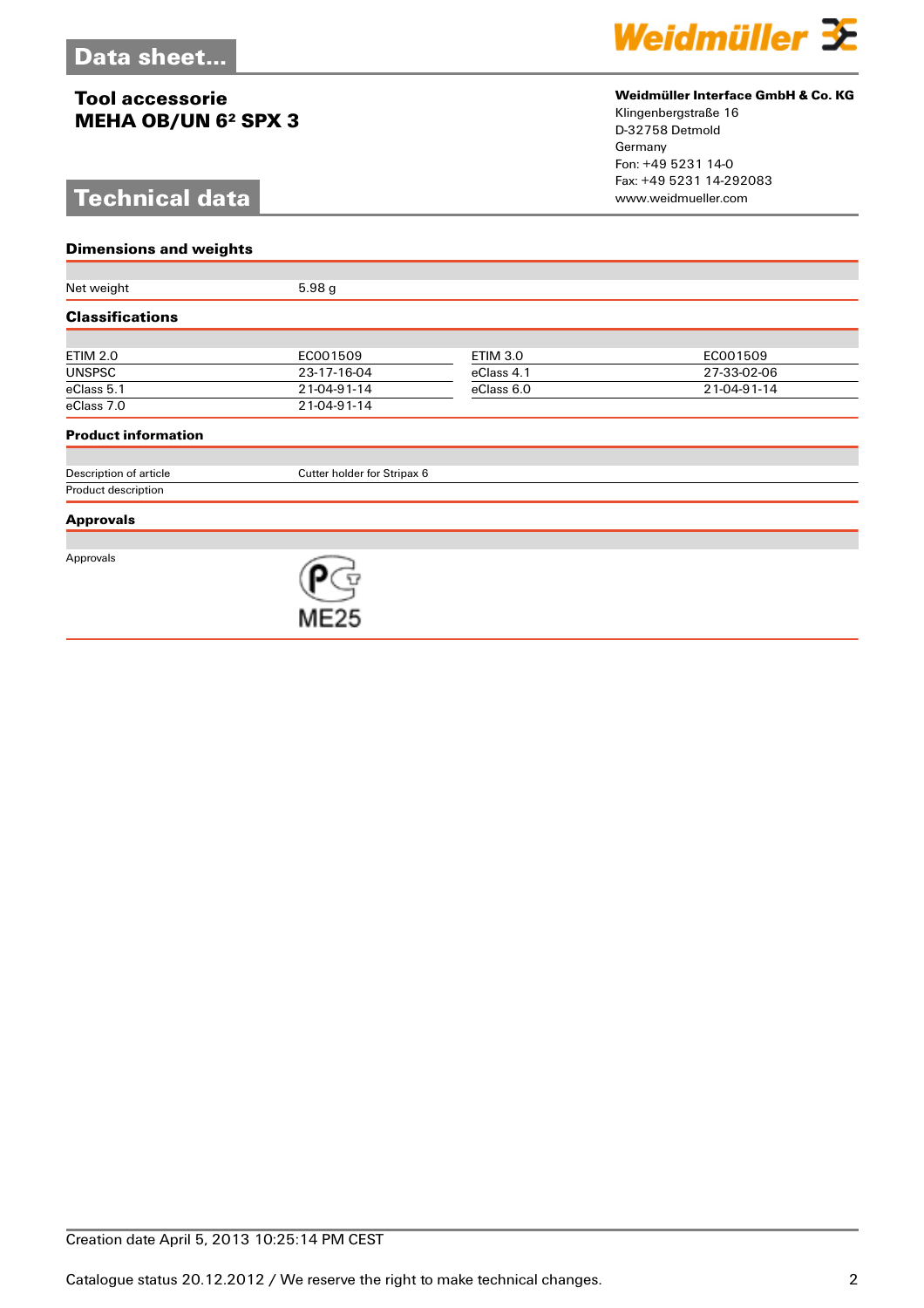# Data sheet...

**Tool accessorie**
**MEHA OB/UN 6² SPX 3**

**Weidmüller Interface GmbH & Co. KG**
Klingenbergstraße 16
D-32758 Detmold
Germany
Fon: +49 5231 14-0
Fax: +49 5231 14-292083
www.weidmueller.com

# Technical data

### Dimensions and weights

| | |
|---|---|
| Net weight | 5.98 g |

### Classifications

| | | | |
|---|---|---|---|
| ETIM 2.0 | EC001509 | ETIM 3.0 | EC001509 |
| UNSPSC | 23-17-16-04 | eClass 4.1 | 27-33-02-06 |
| eClass 5.1 | 21-04-91-14 | eClass 6.0 | 21-04-91-14 |
| eClass 7.0 | 21-04-91-14 | | |

### Product information

| | |
|---|---|
| Description of article | Cutter holder for Stripax 6 |
| Product description | |

### Approvals

| | |
|---|---|
| Approvals | ME25 |

Creation date April 5, 2013 10:25:14 PM CEST

Catalogue status 20.12.2012 / We reserve the right to make technical changes.